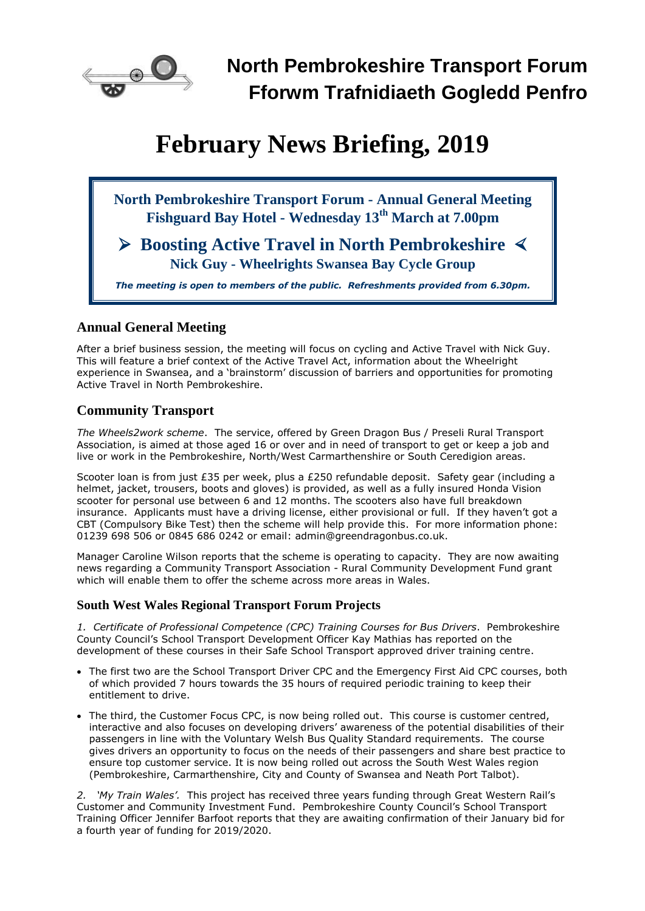# North Pembrokeshire Transport Forum
# Fforwm Trafnidiaeth Gogledd Penfro

# February News Briefing, 2019

**North Pembrokeshire Transport Forum - Annual General Meeting**
**Fishguard Bay Hotel - Wednesday 13th March at 7.00pm**

**➢ Boosting Active Travel in North Pembrokeshire ≺**
**Nick Guy - Wheelrights Swansea Bay Cycle Group**

***The meeting is open to members of the public. Refreshments provided from 6.30pm.***

## Annual General Meeting

After a brief business session, the meeting will focus on cycling and Active Travel with Nick Guy. This will feature a brief context of the Active Travel Act, information about the Wheelright experience in Swansea, and a 'brainstorm' discussion of barriers and opportunities for promoting Active Travel in North Pembrokeshire.

## Community Transport

*The Wheels2work scheme*. The service, offered by Green Dragon Bus / Preseli Rural Transport Association, is aimed at those aged 16 or over and in need of transport to get or keep a job and live or work in the Pembrokeshire, North/West Carmarthenshire or South Ceredigion areas.

Scooter loan is from just £35 per week, plus a £250 refundable deposit. Safety gear (including a helmet, jacket, trousers, boots and gloves) is provided, as well as a fully insured Honda Vision scooter for personal use between 6 and 12 months. The scooters also have full breakdown insurance. Applicants must have a driving license, either provisional or full. If they haven't got a CBT (Compulsory Bike Test) then the scheme will help provide this. For more information phone: 01239 698 506 or 0845 686 0242 or email: admin@greendragonbus.co.uk.

Manager Caroline Wilson reports that the scheme is operating to capacity. They are now awaiting news regarding a Community Transport Association - Rural Community Development Fund grant which will enable them to offer the scheme across more areas in Wales.

### South West Wales Regional Transport Forum Projects

*1. Certificate of Professional Competence (CPC) Training Courses for Bus Drivers*. Pembrokeshire County Council's School Transport Development Officer Kay Mathias has reported on the development of these courses in their Safe School Transport approved driver training centre.

- The first two are the School Transport Driver CPC and the Emergency First Aid CPC courses, both of which provided 7 hours towards the 35 hours of required periodic training to keep their entitlement to drive.
- The third, the Customer Focus CPC, is now being rolled out. This course is customer centred, interactive and also focuses on developing drivers' awareness of the potential disabilities of their passengers in line with the Voluntary Welsh Bus Quality Standard requirements. The course gives drivers an opportunity to focus on the needs of their passengers and share best practice to ensure top customer service. It is now being rolled out across the South West Wales region (Pembrokeshire, Carmarthenshire, City and County of Swansea and Neath Port Talbot).

*2. 'My Train Wales'.* This project has received three years funding through Great Western Rail's Customer and Community Investment Fund. Pembrokeshire County Council's School Transport Training Officer Jennifer Barfoot reports that they are awaiting confirmation of their January bid for a fourth year of funding for 2019/2020.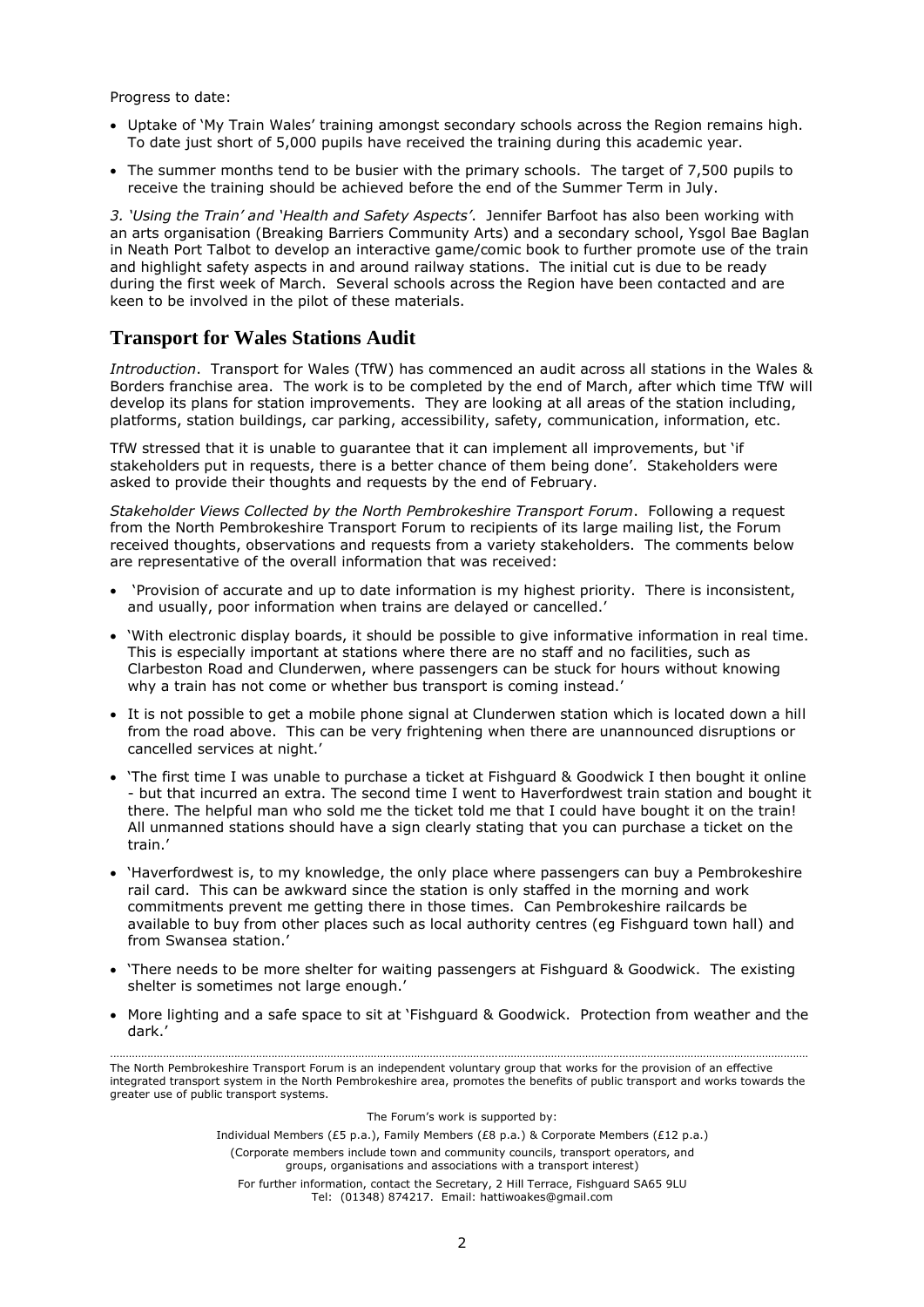Progress to date:

- Uptake of 'My Train Wales' training amongst secondary schools across the Region remains high. To date just short of 5,000 pupils have received the training during this academic year.
- The summer months tend to be busier with the primary schools. The target of 7,500 pupils to receive the training should be achieved before the end of the Summer Term in July.

*3. 'Using the Train' and 'Health and Safety Aspects'.* Jennifer Barfoot has also been working with an arts organisation (Breaking Barriers Community Arts) and a secondary school, Ysgol Bae Baglan in Neath Port Talbot to develop an interactive game/comic book to further promote use of the train and highlight safety aspects in and around railway stations. The initial cut is due to be ready during the first week of March. Several schools across the Region have been contacted and are keen to be involved in the pilot of these materials.

## Transport for Wales Stations Audit

*Introduction*. Transport for Wales (TfW) has commenced an audit across all stations in the Wales & Borders franchise area. The work is to be completed by the end of March, after which time TfW will develop its plans for station improvements. They are looking at all areas of the station including, platforms, station buildings, car parking, accessibility, safety, communication, information, etc.

TfW stressed that it is unable to guarantee that it can implement all improvements, but 'if stakeholders put in requests, there is a better chance of them being done'. Stakeholders were asked to provide their thoughts and requests by the end of February.

*Stakeholder Views Collected by the North Pembrokeshire Transport Forum*. Following a request from the North Pembrokeshire Transport Forum to recipients of its large mailing list, the Forum received thoughts, observations and requests from a variety stakeholders. The comments below are representative of the overall information that was received:

- 'Provision of accurate and up to date information is my highest priority. There is inconsistent, and usually, poor information when trains are delayed or cancelled.'
- 'With electronic display boards, it should be possible to give informative information in real time. This is especially important at stations where there are no staff and no facilities, such as Clarbeston Road and Clunderwen, where passengers can be stuck for hours without knowing why a train has not come or whether bus transport is coming instead.'
- It is not possible to get a mobile phone signal at Clunderwen station which is located down a hill from the road above. This can be very frightening when there are unannounced disruptions or cancelled services at night.'
- 'The first time I was unable to purchase a ticket at Fishguard & Goodwick I then bought it online - but that incurred an extra. The second time I went to Haverfordwest train station and bought it there. The helpful man who sold me the ticket told me that I could have bought it on the train! All unmanned stations should have a sign clearly stating that you can purchase a ticket on the train.'
- 'Haverfordwest is, to my knowledge, the only place where passengers can buy a Pembrokeshire rail card. This can be awkward since the station is only staffed in the morning and work commitments prevent me getting there in those times. Can Pembrokeshire railcards be available to buy from other places such as local authority centres (eg Fishguard town hall) and from Swansea station.'
- 'There needs to be more shelter for waiting passengers at Fishguard & Goodwick. The existing shelter is sometimes not large enough.'
- More lighting and a safe space to sit at 'Fishguard & Goodwick. Protection from weather and the dark.'

---

The North Pembrokeshire Transport Forum is an independent voluntary group that works for the provision of an effective integrated transport system in the North Pembrokeshire area, promotes the benefits of public transport and works towards the greater use of public transport systems.

The Forum's work is supported by:

Individual Members (£5 p.a.), Family Members (£8 p.a.) & Corporate Members (£12 p.a.)

(Corporate members include town and community councils, transport operators, and groups, organisations and associations with a transport interest)

For further information, contact the Secretary, 2 Hill Terrace, Fishguard SA65 9LU
Tel: (01348) 874217. Email: hattiwoakes@gmail.com